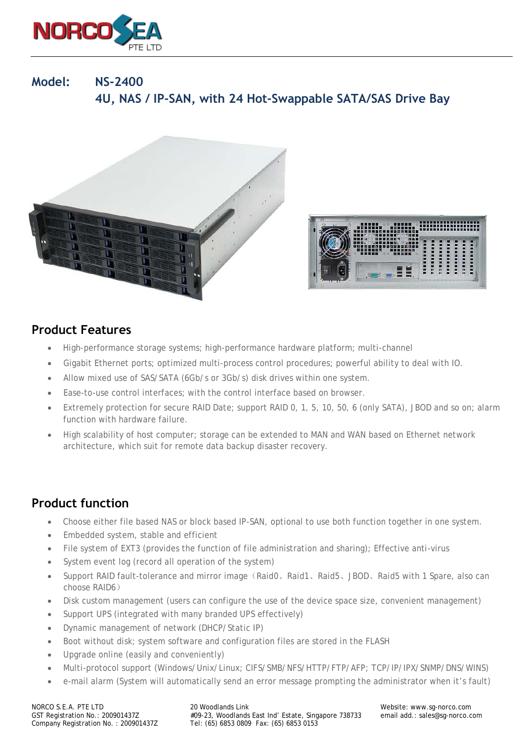# Model: NS-2400

## 4U, NAS / IP-SAN, with 24 Hot-Swappable SATA/SAS Drive Bay

## Product Features

- High-performance storage systems; high-performance hardware platform; multi-channel
- Gigabit Ethernet ports; optimized multi-process control procedures; powerful ability to deal with IO.
- Allow mixed use of SAS/SATA (6Gb/s or 3Gb/s) disk drives within one system.
- Ease-to-use control interfaces; with the control interface based on browser.
- Extremely protection for secure RAID Date; support RAID 0, 1, 5, 10, 50, 6 (only SATA), JBOD and so on; alarm function with hardware failure.
- High scalability of host computer; storage can be extended to MAN and WAN based on Ethernet network architecture, which suit for remote data backup disaster recovery.

## Product function

- Choose either file based NAS or block based IP-SAN, optional to use both function together in one system.
- Embedded system, stable and efficient
- File system of EXT3 (provides the function of file administration and sharing); Effective anti-virus
- System event log (record all operation of the system)
- Support RAID fault-tolerance and mirror image（Raid0、Raid1、Raid5、JBOD、Raid5 with 1 Spare, also can choose RAID6）
- Disk custom management (users can configure the use of the device space size, convenient management)
- Support UPS (integrated with many branded UPS effectively)
- Dynamic management of network (DHCP/Static IP)
- Boot without disk; system software and configuration files are stored in the FLASH
- Upgrade online (easily and conveniently)
- Multi-protocol support (Windows/Unix/Linux; CIFS/SMB/NFS/HTTP/FTP/AFP; TCP/IP/IPX/SNMP/DNS/WINS)
- e-mail alarm (System will automatically send an error message prompting the administrator when it's fault)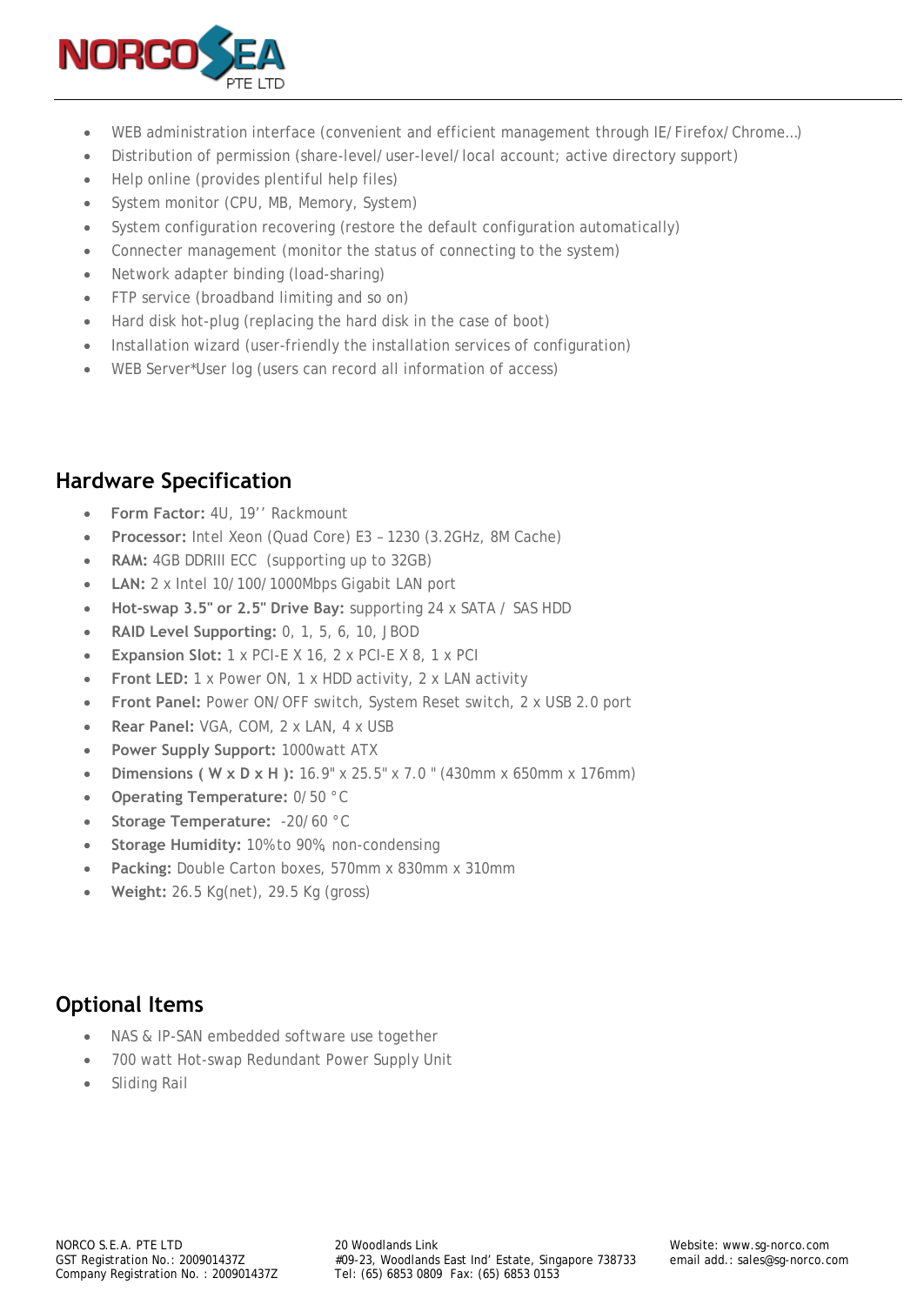- WEB administration interface (convenient and efficient management through IE/Firefox/Chrome…)
- Distribution of permission (share-level/user-level/local account; active directory support)
- Help online (provides plentiful help files)
- System monitor (CPU, MB, Memory, System)
- System configuration recovering (restore the default configuration automatically)
- Connecter management (monitor the status of connecting to the system)
- Network adapter binding (load-sharing)
- FTP service (broadband limiting and so on)
- Hard disk hot-plug (replacing the hard disk in the case of boot)
- Installation wizard (user-friendly the installation services of configuration)
- WEB Server*User log (users can record all information of access)

## Hardware Specification

- **Form Factor:** 4U, 19'' Rackmount
- **Processor:** Intel Xeon (Quad Core) E3 – 1230 (3.2GHz, 8M Cache)
- **RAM:** 4GB DDRIII ECC (supporting up to 32GB)
- **LAN:** 2 x Intel 10/100/1000Mbps Gigabit LAN port
- **Hot-swap 3.5" or 2.5" Drive Bay:** supporting 24 x SATA / SAS HDD
- **RAID Level Supporting:** 0, 1, 5, 6, 10, JBOD
- **Expansion Slot:** 1 x PCI-E X 16, 2 x PCI-E X 8, 1 x PCI
- **Front LED:** 1 x Power ON, 1 x HDD activity, 2 x LAN activity
- **Front Panel:** Power ON/OFF switch, System Reset switch, 2 x USB 2.0 port
- **Rear Panel:** VGA, COM, 2 x LAN, 4 x USB
- **Power Supply Support:** 1000watt ATX
- **Dimensions ( W x D x H ):** 16.9" x 25.5" x 7.0 " (430mm x 650mm x 176mm)
- **Operating Temperature:** 0/50 °C
- **Storage Temperature:** -20/60 °C
- **Storage Humidity:** 10% to 90%, non-condensing
- **Packing:** Double Carton boxes, 570mm x 830mm x 310mm
- **Weight:** 26.5 Kg(net), 29.5 Kg (gross)

## Optional Items

- NAS & IP-SAN embedded software use together
- 700 watt Hot-swap Redundant Power Supply Unit
- Sliding Rail